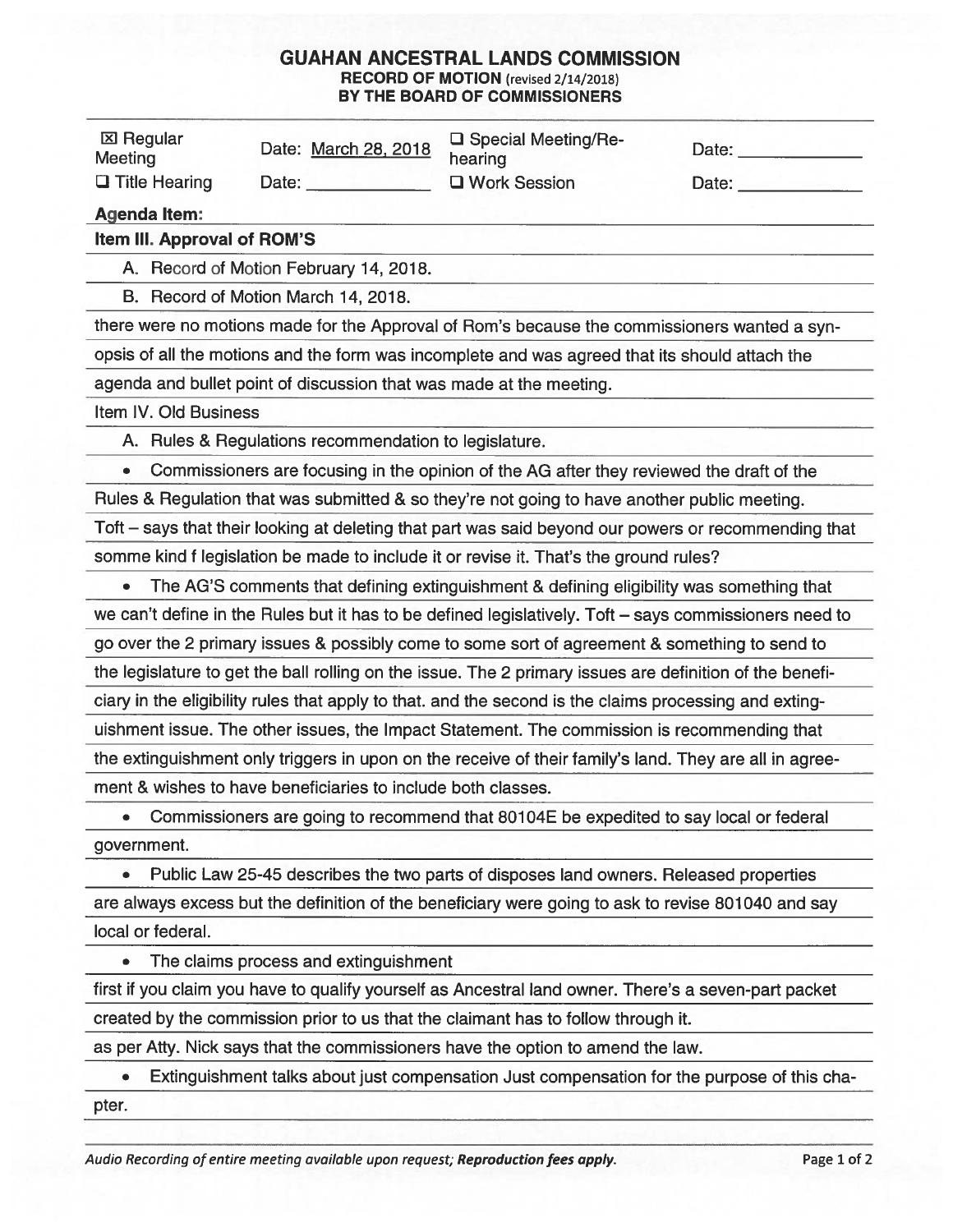# GUAHAN ANCESTRAL LANDS COMMISSION

**RECORD OF MOTION** (revised 2/14/2018)
**BY THE BOARD OF COMMISSIONERS**

| ☒ Regular Meeting | Date: March 28, 2018 | ☐ Special Meeting/Re-hearing | Date: ______ |
|---|---|---|---|
| ☐ Title Hearing | Date: ______ | ☐ Work Session | Date: ______ |

**Agenda Item:**

**Item III. Approval of ROM'S**

A. Record of Motion February 14, 2018.

B. Record of Motion March 14, 2018.

there were no motions made for the Approval of Rom's because the commissioners wanted a synopsis of all the motions and the form was incomplete and was agreed that its should attach the agenda and bullet point of discussion that was made at the meeting.

Item IV. Old Business

A. Rules & Regulations recommendation to legislature.

- Commissioners are focusing in the opinion of the AG after they reviewed the draft of the Rules & Regulation that was submitted & so they're not going to have another public meeting.

Toft – says that their looking at deleting that part was said beyond our powers or recommending that somme kind f legislation be made to include it or revise it. That's the ground rules?

- The AG'S comments that defining extinguishment & defining eligibility was something that we can't define in the Rules but it has to be defined legislatively. Toft – says commissioners need to go over the 2 primary issues & possibly come to some sort of agreement & something to send to the legislature to get the ball rolling on the issue. The 2 primary issues are definition of the beneficiary in the eligibility rules that apply to that. and the second is the claims processing and extinguishment issue. The other issues, the Impact Statement. The commission is recommending that the extinguishment only triggers in upon on the receive of their family's land. They are all in agreement & wishes to have beneficiaries to include both classes.

- Commissioners are going to recommend that 80104E be expedited to say local or federal government.

- Public Law 25-45 describes the two parts of disposes land owners. Released properties are always excess but the definition of the beneficiary were going to ask to revise 801040 and say local or federal.

- The claims process and extinguishment

first if you claim you have to qualify yourself as Ancestral land owner. There's a seven-part packet created by the commission prior to us that the claimant has to follow through it.

as per Atty. Nick says that the commissioners have the option to amend the law.

- Extinguishment talks about just compensation Just compensation for the purpose of this chapter.

*Audio Recording of entire meeting available upon request; **Reproduction fees apply.***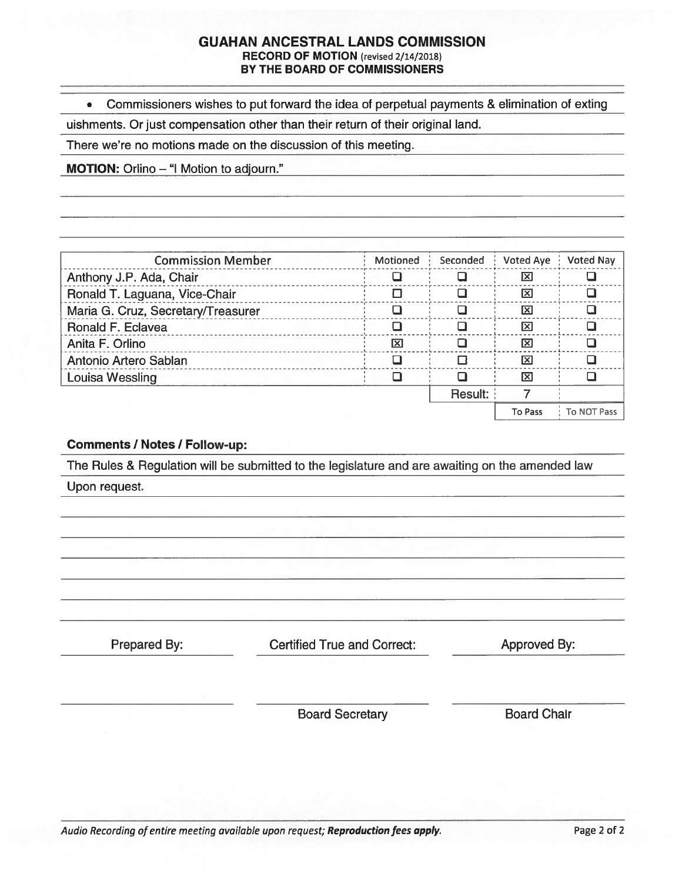## GUAHAN ANCESTRAL LANDS COMMISSION

**RECORD OF MOTION** (revised 2/14/2018)

**BY THE BOARD OF COMMISSIONERS**

- Commissioners wishes to put forward the idea of perpetual payments & elimination of exting uishments. Or just compensation other than their return of their original land.

There we're no motions made on the discussion of this meeting.

**MOTION:** Orlino – "I Motion to adjourn."

| Commission Member | Motioned | Seconded | Voted Aye | Voted Nay |
|---|---|---|---|---|
| Anthony J.P. Ada, Chair | ☐ | ☐ | ☒ | ☐ |
| Ronald T. Laguana, Vice-Chair | ☐ | ☐ | ☒ | ☐ |
| Maria G. Cruz, Secretary/Treasurer | ☐ | ☐ | ☒ | ☐ |
| Ronald F. Eclavea | ☐ | ☐ | ☒ | ☐ |
| Anita F. Orlino | ☒ | ☐ | ☒ | ☐ |
| Antonio Artero Sablan | ☐ | ☐ | ☒ | ☐ |
| Louisa Wessling | ☐ | ☐ | ☒ | ☐ |
| | | Result: | 7 | |
| | | | To Pass | To NOT Pass |

**Comments / Notes / Follow-up:**

The Rules & Regulation will be submitted to the legislature and are awaiting on the amended law Upon request.

| Prepared By: | Certified True and Correct: | Approved By: |
|---|---|---|
| | Board Secretary | Board Chair |

*Audio Recording of entire meeting available upon request;* ***Reproduction fees apply.***